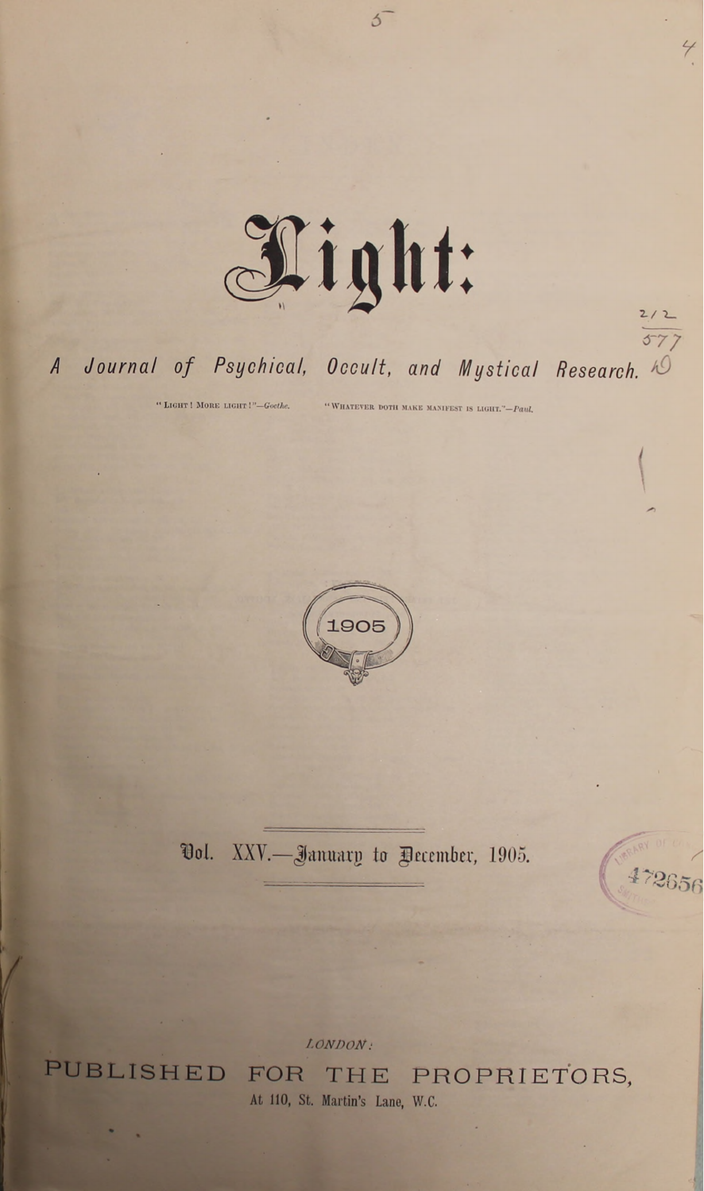# Light:

## A Journal of Psychical, Occult, and Mystical Research.

"LIGHT! MORE LIGHT!"—*Goethe.* "WHATEVER DOTH MAKE MANIFEST IS LIGHT."—*Paul.*

1905

Vol. XXV.—January to December, 1905.

*LONDON:*

PUBLISHED FOR THE PROPRIETORS,

At 110, St. Martin's Lane, W.C.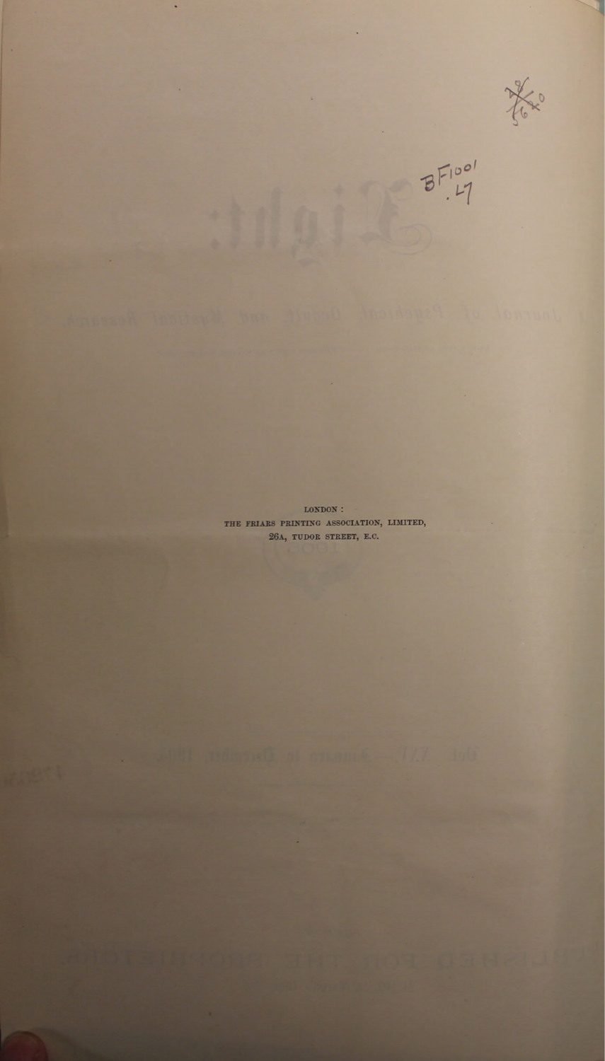LONDON :
THE FRIARS PRINTING ASSOCIATION, LIMITED,
26A, TUDOR STREET, E.C.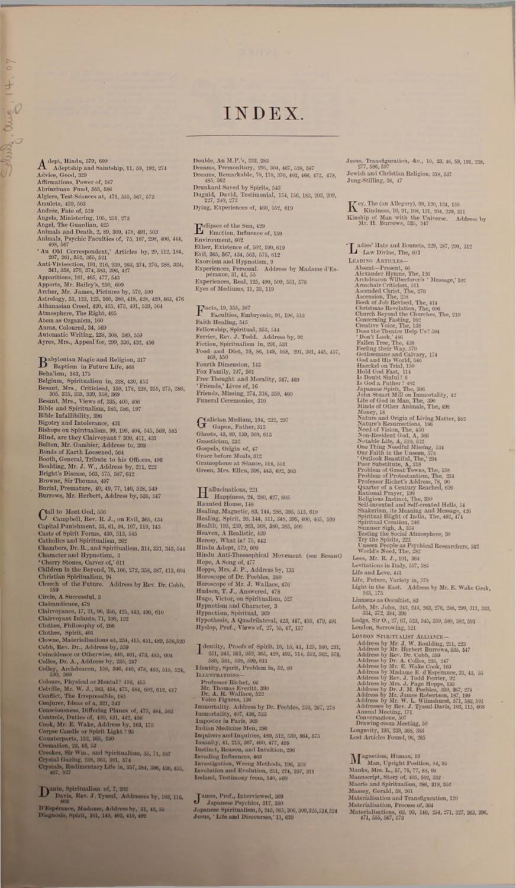# INDEX.

Adept, Hindu, 579, 609
Adeptship and Saintship, 11, 59, 192, 274
Advice, Good, 329
Affirmations, Power of, 567
Ahrinziman Fund, 563, 586
Algiers, Test Séances at, 471, 555, 567, 573
Amulets, 459, 503
Andrée, Fate of, 519
Angels, Ministering, 105, 251, 273
Angel, The Guardian, 425
Animals and Death, 2, 89, 309, 478, 491, 503
Animals, Psychic Faculties of, 75, 107, 298, 406, 444, 468, 567
'An Old Correspondent,' Articles by, 29, 112, 184, 207, 261, 352, 365, 521
Anti-Vivisection, 191, 216, 239, 263, 274, 276, 288, 324, 341, 358, 370, 374, 383, 396, 427
Apparitions, 161, 465, 477, 543
Apports, Mr. Bailey's, 250, 609
Archer, Mr. James, Pictures by, 579, 599
Astrology, 53, 123, 125, 160, 380, 418, 428, 429, 463, 476
Athanasian Creed, 420, 455, 473, 491, 539, 564
Atmosphere, The Right, 465
Atom as Organism, 160
Auras, Coloured, 34, 569
Automatic Writing, 238, 308, 389, 559
Ayres, Mrs., Appeal for, 299, 336, 432, 456

Babylonian Magic and Religion, 317
Baptism in Future Life, 468
Beha'ism, 163, 175
Belgium, Spiritualism in, 328, 430, 453
Besant, Mrs., Criticised, 159, 178, 228, 255, 275, 286, 305, 315, 335, 339, 358, 369
Besant, Mrs., Views of, 335, 400, 406
Bible and Spiritualism, 585, 586, 597
Bible Infallibility, 396
Bigotry and Intolerance, 431
Bishops on Spiritualism, 99, 196, 404, 545, 569, 585
Blind, are they Clairvoyant? 399, 411, 431
Bolton, Mr. Gambier, Address to, 303
Bonds of Earth Loosened, 564
Booth, General, Tribute to his Officers, 496
Boulding, Mr. J. W., Address by, 211, 223
Bright's Disease, 563, 575, 587, 612
Browne, Sir Thomas, 497
Burial, Premature, 40, 49, 77, 140, 528, 549
Burrows, Mr. Herbert, Address by, 535, 547

Call to Meet God, 556
Campbell, Rev. R. J., on Evil, 365, 434
Capital Punishment, 33, 61, 94, 107, 119, 143
Casts of Spirit Forms, 430, 513, 545
Catholics and Spiritualism, 262
Chambers, Dr. R., and Spiritualism, 314, 331, 343, 544
Character and Hypnotism, 3
'Cherry Stones, Carver of,' 611
Children in the Beyond, 76, 166, 272, 358, 387, 413, 604
Christian Spiritualism, 94
Church of the Future. Address by Rev. Dr. Cobb, 559
Circle, A Successful, 3
Clairaudience, 479
Clairvoyance, 17, 21, 96, 356, 425, 443, 496, 610
Clairvoyant Infants, 71, 108, 132
Clothes, Philosophy of, 266
Clothes, Spirit, 401
Clowne, Materialisations at, 254, 415, 451, 489, 516, 520
Cobb, Rev. Dr., Address by, 559
Coincidence or Otherwise, 449, 461, 473, 485, 604
Colles, Dr. A., Address by, 235, 247
Colley, Archdeacon, 158, 346, 449, 478, 483, 515, 524, 530, 569
Colours, Physical or Mental? 416, 455
Colville, Mr. W. J., 383, 454, 475, 484, 602, 612, 617
Conflict, The Irrepressible, 183
Conjurer, Ideas of a, 321, 343
Consciousness, Differing Planes of, 475, 484, 503
Controls, Duties of, 420, 431, 442, 456
Cook, Mr. E. Wake, Address by, 163, 175
Corpse Candle or Spirit Light? 95
Counterparts, 152, 165, 240
Cremation, 23, 46, 53
Crookes, Sir Wm., and Spiritualism, 35, 71, 567
Crystal Gazing, 238, 363, 381, 574
Crystals, Rudimentary Life in, 357, 384, 396, 430, 455, 467, 527

Dante, Spiritualism of, 7, 202
Davis, Rev. J. Tyssul, Addresses by, 103, 115, 608
D'Espérance, Madame, Address by, 31, 43, 55
Diagnosis, Spirit, 101, 140, 402, 419, 492

Double, An M.P.'s, 232, 283
Dreams, Premonitory, 295, 304, 467, 538, 587
Dreams, Remarkable, 70, 178, 376, 403, 466, 472, 479, 485, 562
Drunkard Saved by Spirits, 543
Duguid, David, Testimonial, 154, 156, 183, 203, 209, 227, 240, 273
Dying, Experiences of, 460, 552, 619

Eclipses of the Sun, 429
Emotion, Influence of, 159
Environment, 602
Ether, Existence of, 502, 590, 619
Evil, 365, 367, 434, 563, 575, 612
Exorcism and Hypnotism, 9
Experiences, Personal. Address by Madame d'Espérance, 31, 43, 55
Experiences, Real, 125, 499, 509, 551, 576
Eyes of Mediums, 11, 35, 119

Facts, 19, 355, 387
Faculties, Embryonic, 91, 196, 513
Faith Healing, 545
Fellowship, Spiritual, 353, 544
Ferrier, Rev. J. Todd. Address by, 92
Fiction, Spiritualism in, 291, 531
Food and Diet, 19, 86, 149, 168, 291, 301, 445, 457, 468, 550
Fourth Dimension, 143
Fox Family, 197, 501
Free Thought and Morality, 347, 469
'Friends,' Lives of, 16
Friends, Missing, 274, 316, 359, 460
Funeral Ceremonies, 310

Galician Medium, 194, 232, 297
Gapon, Father, 315
Ghosts, 43, 89, 139, 569, 613
Gnosticism, 232
Gospels, Origin of, 47
Grace before Meals, 312
Gramophone at Séance, 514, 551
Green, Mrs. Ellen, 396, 443, 492, 563

Hallucinations, 221
Happiness, 24, 280, 427, 605
Haunted House, 148
Healing, Magnetic, 83, 144, 288, 395, 513, 619
Healing, Spirit, 26, 144, 311, 348, 395, 400, 465, 599
Health, 195, 239, 263, 368, 380, 383, 500
Heaven, A Realistic, 439
Heresy, What is? 75, 443
Hindu Adept, 579, 609
Hindu Anti-Theosophical Movement (see Besant)
Hope, A Song of, 477
Hopps, Mrs. J. P., Address by, 135
Horoscope of Dr. Peebles, 380
Horoscope of Mr. J. Wallace, 476
Hudson, T. J., Answered, 478
Hugo, Victor, on Spiritualism, 527
Hypnotism and Character, 3
Hypnotism, Spiritual, 369
Hypothesis, A Quadrilateral, 423, 447, 455, 479, 491
Hyslop, Prof., Views of, 27, 55, 67, 157

Identity, Proofs of Spirit, 10, 15, 41, 125, 160, 231, 251, 345, 351, 352, 365, 429, 495, 514, 552, 562, 573, 580, 581, 598, 599, 611
Identity, Spirit, Problem in, 52, 89
ILLUSTRATIONS—
Professor Richet, 66
Mr. Thomas Everitt, 390
Dr. A. R. Wallace, 522
Voice Figures, 136
Immortality. Address by Dr. Peebles, 259, 267, 278
Immortality, 407, 436, 533
Impostor in Paris, 369
Indian Medicine Men, 286
Inquirers and Inquiries, 489, 512, 539, 564, 575
Insanity, 41, 215, 367, 460, 477, 493
Instinct, Reason, and Intuition, 296
Invading Influences, 463
Investigation, Wrong Methods, 196, 358
Involution and Evolution, 251, 274, 287, 311
Ireland, Testimony from, 140, 560

James, Prof., Interviewed, 369
Japanese Psychics, 317, 350
Japanese Spiritualism, 5, 245, 265, 306, 309, 325, 514, 524
Jesus, 'Life and Discourses,' 11, 620

Jesus, Transfiguration, &c., 10, 23, 46, 59, 191, 228, 277, 586, 597
Jewish and Christian Religion, 518, 537
Jung-Stilling, 36, 47

Key, The (an Allegory), 99, 120, 124, 155
Kindness, 10, 91, 108, 131, 204, 239, 311
Kinship of Man with the Universe. Address by Mr. H. Burrows, 535, 547

Ladies' Hats and Bonnets, 229, 287, 299, 312
Law Divine, The, 603
LEADING ARTICLES—
Absent—Present, 66
Alexander Hymns, The, 126
Archdeacon Wilberforce's 'Message,' 102
Armchair Criticism, 511
Ascended Christ, The, 270
Ascension, The, 258
Book of Job Revised, The, 414
Christmas Revelation, The, 606
Church Beyond the Churches, The, 210
Concerning Fasting, 162
Creative Voice, The, 138
Does the Theatre Help Us? 594
'Don't Look,' 486
Fallen Tree, The, 438
Feeling their Way, 570
Gethsemane and Calvary, 174
God and His World, 546
Haeckel on Trial, 150
Hold God Fast, 114
Is Doubt Sinful? 6
Is God a Father? 402
Japanese Spirit, The, 306
John Stuart Mill on Immortality, 42
Life of God in Man, The, 390
Minds of Other Animals, The, 498
Money, 18
Nature and Origin of Living Matter, 582
Nature's Resurrections, 186
Need of Vision, The, 450
Non-Resident God, A, 366
Notable Life, A, 510, 522
One Thing Needful Missing, 534
Our Faith in the Unseen, 378
'Outlook Beautiful, The,' 294
Poor Substitute, A, 318
Problem of Great Towns, The, 558
Problem of Protestantism, The, 234
Professor Richet's Address, 78, 90
Quarter of a Century Reached, 616
Rational Prayer, 198
Religious Instinct, The, 330
Self-invented and Self-created Hells, 54
Shakerism, its Meaning and Message, 426
Spiritual Blight of India, The, 462, 474
Spiritual Creation, 246
Summer Sigh, A, 354
Testing the Social Atmosphere, 30
Try the Spirits, 222
Unseen People as Psychical Researchers, 342
World's Need, The, 282
Lees, Mr. R. J., 101, 364
Levitations in Italy, 557, 585
Life and Love, 441
Life, Future, Variety in, 578
Light in the East. Address by Mr. E. Wake Cook, 163, 175
Linnæus as Occultist, 83
Lobb, Mr. John, 243, 244, 263, 276, 288, 299, 311, 333, 334, 372, 384, 396
Lodge, Sir O., 27, 67, 523, 545, 559, 580, 582, 593
London, Sorrowing, 521
LONDON SPIRITUALIST ALLIANCE—
Address by Mr. J. W. Boulding, 211, 223
Address by Mr. Herbert Burrows, 535, 547
Address by Rev. Dr. Cobb, 559
Address by Dr. A. Colles, 235, 247
Address by Mr. E. Wake Cook, 163
Address by Madame E. d'Espérance, 31, 43, 55
Address by Rev. J. Todd Ferrier, 92
Address by Mrs. J. Page Hopps, 135
Address by Dr. J. M. Peebles, 259, 267, 278
Address by Mr. James Robertson, 187, 199
Address by Mr. W. L. Wilmshurst, 571, 583, 591
Addresses by Rev. J. Tyssul-Davis, 103, 115, 608
Annual Meeting, 171
Conversazione, 507
Drawing-room Meeting, 50
Longevity, 195, 239, 368, 383
Lost Articles Found, 90, 265

Magnetism, Human, 19
Man, Upright Position, 84, 95
Manks, Mrs. L., 57, 75, 77, 83, 94
Manuscript, Story of, 405, 502, 532
Maoris and Spiritualism, 286, 319, 352
Massey, Gerald, 58, 261
Materialisation and Transfiguration, 120
Materialisation, Process of, 364
Materialisations, 63, 93, 146, 254, 271, 327, 363, 396, 471, 555, 567, 573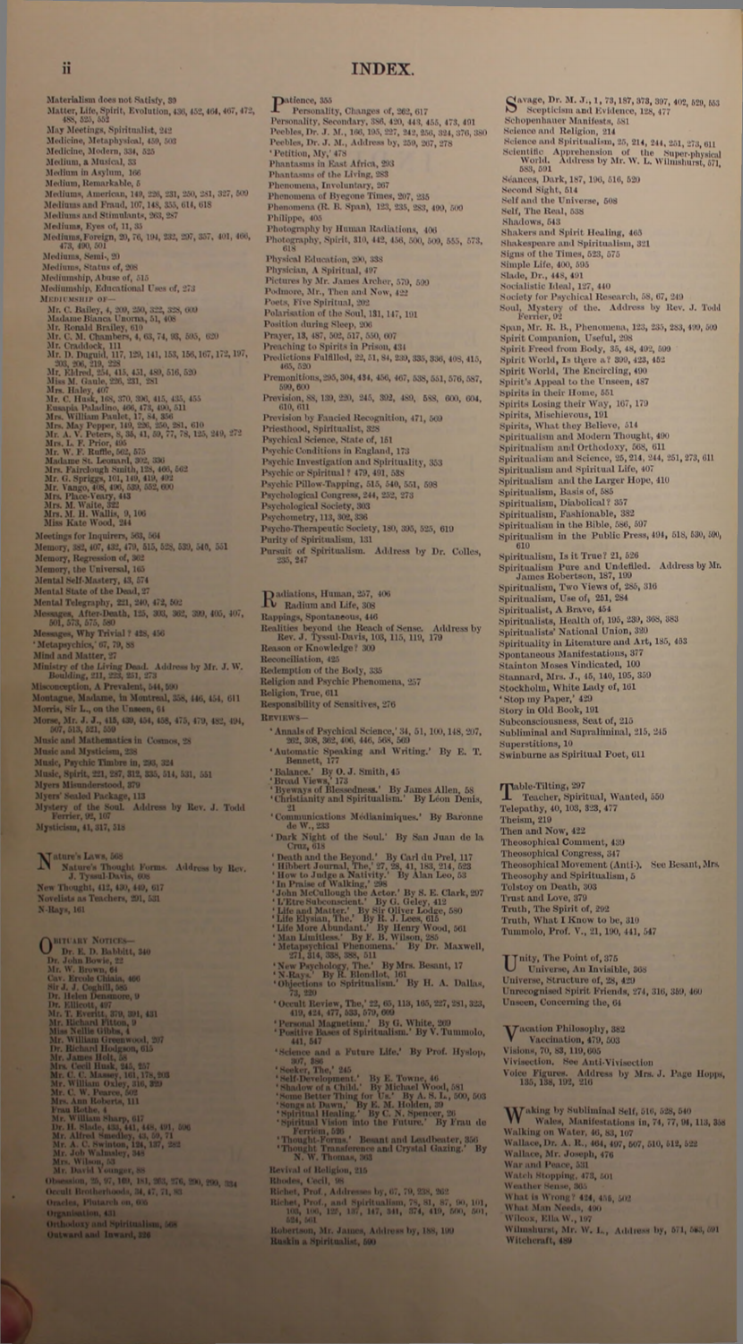# INDEX.

Materialism does not Satisfy, 39
Matter, Life, Spirit, Evolution, 436, 452, 464, 467, 472, 488, 525, 552
May Meetings, Spiritualist, 242
Medicine, Metaphysical, 459, 503
Medicine, Modern, 334, 525
Medium, a Musical, 33
Medium in Asylum, 106
Medium, Remarkable, 5
Mediums, American, 149, 226, 231, 250, 281, 327, 509
Mediums and Fraud, 107, 148, 355, 614, 618
Mediums and Stimulants, 263, 287
Mediums, Eyes of, 11, 35
Mediums, Foreign, 20, 76, 194, 232, 297, 357, 401, 466, 473, 490, 501
Mediums, Semi-, 20
Mediums, Status of, 208
Mediumship, Abuse of, 515
Mediumship, Educational Uses of, 273
MEDIUMSHIP OF—
Mr. C. Bailey, 4, 209, 250, 322, 328, 609
Madame Bianca Unorna, 51, 408
Mr. Ronald Brailey, 619
Mr. C. M. Chambers, 4, 63, 74, 93, 595, 620
Mr. Craddock, 111
Mr. D. Duguid, 117, 129, 141, 153, 156, 167, 172, 197, 203, 206, 219, 228
Mr. Eldred, 254, 413, 431, 480, 516, 520
Miss M. Gaule, 226, 231, 281
Mrs. Haley, 467
Mr. C. Husk, 168, 370, 396, 415, 435, 455
Eusapia Paladino, 466, 473, 490, 511
Mrs. William Paulet, 17, 84, 356
Mrs. May Pepper, 149, 226, 250, 281, 610
Mr. A. V. Peters, 8, 35, 41, 59, 77, 78, 125, 249, 272
Mrs. L. F. Prior, 495
Mr. W. F. Ruffle, 562, 575
Madame St. Leonard, 302, 336
Mrs. Fairclough Smith, 128, 466, 562
Mr. G. Spriggs, 101, 140, 419, 492
Mr. Vango, 408, 496, 539, 552, 600
Mrs. Place-Veary, 443
Mrs. M. Waite, 322
Mrs. M. H. Wallis, 9, 106
Miss Kate Wood, 244
Meetings for Inquirers, 563, 564
Memory, 382, 407, 432, 479, 515, 528, 539, 540, 551
Memory, Regression of, 362
Memory, the Universal, 165
Mental Self-Mastery, 43, 574
Mental State of the Dead, 27
Mental Telegraphy, 221, 240, 472, 502
Messages, After-Death, 125, 303, 362, 399, 405, 407, 501, 573, 575, 580
Messages, Why Trivial? 428, 456
'Metapsychics,' 67, 79, 88
Mind and Matter, 27
Ministry of the Living Dead. Address by Mr. J. W. Boulding, 211, 223, 251, 273
Misconception, A Prevalent, 544, 590
Montague, Madame, in Montreal, 358, 446, 454, 611
Morris, Sir L., on the Unseen, 64
Morse, Mr. J. J., 415, 430, 454, 458, 475, 479, 482, 494, 507, 513, 521, 550
Music and Mathematics in Cosmos, 28
Music and Mysticism, 238
Music, Psychic Timbre in, 293, 324
Music, Spirit, 221, 287, 312, 335, 514, 531, 551
Myers Misunderstood, 379
Myers' Sealed Package, 113
Mystery of the Soul. Address by Rev. J. Todd Ferrier, 92, 107
Mysticism, 41, 317, 518

Nature's Laws, 568
Nature's Thought Forms. Address by Rev. J. Tyssul-Davis, 608
New Thought, 412, 430, 440, 617
Novelists as Teachers, 291, 531
N-Rays, 161

OBITUARY NOTICES—
Dr. E. D. Babbitt, 340
Dr. John Bowie, 22
Mr. W. Brown, 64
Cav. Ercole Chiaia, 466
Sir J. J. Coghill, 585
Dr. Helen Densmore, 9
Dr. Ellicott, 497
Mr. T. Everitt, 379, 391, 431
Mr. Richard Fitton, 9
Miss Nellie Gibbs, 4
Mr. William Greenwood, 207
Dr. Richard Hodgson, 615
Mr. James Holt, 58
Mrs. Cecil Husk, 245, 257
Mr. C. C. Massey, 161, 178, 203
Mr. William Oxley, 316, 329
Mr. C. W. Pearce, 502
Mrs. Ann Roberts, 111
Frau Rothe, 4
Mr. William Sharp, 617
Dr. H. Slade, 433, 441, 448, 491, 506
Mr. Alfred Smedley, 45, 59, 71
Mr. A. C. Swinton, 124, 137, 282
Mr. Job Walmsley, 348
Mrs. Wilson, 53
Mr. David Younger, 88
Obsession, 25, 97, 169, 181, 265, 276, 290, 299, 334
Occult Brotherhoods, 34, 47, 51, 83
Oracles, Plutarch on, 608
Organisation, 431
Orthodoxy and Spiritualism, 568
Outward and Inward, 326

Patience, 355
Personality, Changes of, 262, 617
Personality, Secondary, 386, 420, 443, 455, 473, 491
Peebles, Dr. J. M., 166, 195, 227, 242, 256, 324, 370, 380
Peebles, Dr. J. M., Address by, 259, 267, 278
'Petition, My,' 478
Phantasms in East Africa, 293
Phantasms of the Living, 283
Phenomena, Involuntary, 267
Phenomena of Bygone Times, 207, 235
Phenomena (R. B. Span), 123, 235, 283, 499, 500
Philippe, 405
Photography by Human Radiations, 406
Photography, Spirit, 310, 442, 456, 500, 509, 555, 573, 618
Physical Education, 290, 338
Physician, A Spiritual, 497
Pictures by Mr. James Archer, 579, 590
Podmore, Mr., Then and Now, 422
Poets, Five Spiritual, 202
Polarisation of the Soul, 131, 147, 191
Position during Sleep, 206
Prayer, 13, 487, 502, 517, 550, 607
Preaching to Spirits in Prison, 434
Predictions Fulfilled, 22, 51, 84, 239, 335, 336, 408, 415, 465, 520
Premonitions, 295, 304, 434, 456, 467, 538, 551, 576, 587, 599, 600
Prevision, 88, 139, 220, 245, 302, 489, 588, 600, 604, 610, 611
Prevision by Fancied Recognition, 471, 569
Priesthood, Spiritualist, 328
Psychical Science, State of, 151
Psychic Conditions in England, 173
Psychic Investigation and Spirituality, 353
Psychic or Spiritual? 479, 491, 538
Psychic Pillow-Tapping, 515, 540, 551, 598
Psychological Congress, 244, 252, 273
Psychological Society, 303
Psychometry, 113, 302, 336
Psycho-Therapeutic Society, 180, 395, 525, 619
Purity of Spiritualism, 131
Pursuit of Spiritualism. Address by Dr. Colles, 235, 247

Radiations, Human, 257, 406
Radium and Life, 308
Rappings, Spontaneous, 446
Realities beyond the Reach of Sense. Address by Rev. J. Tyssul-Davis, 103, 115, 119, 179
Reason or Knowledge? 309
Reconciliation, 425
Redemption of the Body, 335
Religion and Psychic Phenomena, 257
Religion, True, 611
Responsibility of Sensitives, 276
REVIEWS—
'Annals of Psychical Science,' 34, 51, 100, 148, 207, 262, 308, 362, 406, 446, 568, 569
'Automatic Speaking and Writing.' By E. T. Bennett, 177
'Balance.' By O. J. Smith, 45
'Broad Views,' 173
'Byeways of Blessedness.' By James Allen, 58
'Christianity and Spiritualism.' By Léon Denis, 21
'Communications Médianimiques.' By Baronne de W., 233
'Dark Night of the Soul.' By San Juan de la Cruz, 618
'Death and the Beyond.' By Carl du Prel, 117
'Hibbert Journal, The,' 27, 28, 41, 183, 214, 523
'How to Judge a Nativity.' By Alan Leo, 53
'In Praise of Walking,' 298
'John McCullough the Actor.' By S. E. Clark, 207
'L'Etre Subconscient.' By G. Geley, 412
'Life and Matter.' By Sir Oliver Lodge, 580
'Life Elysian, The.' By R. J. Lees, 615
'Life More Abundant.' By Henry Wood, 561
'Man Limitless.' By F. B. Wilson, 285
'Metapsychical Phenomena.' By Dr. Maxwell, 271, 314, 338, 388, 511
'New Psychology, The.' By Mrs. Besant, 17
'N-Rays.' By R. Blondlot, 161
'Objections to Spiritualism.' By H. A. Dallas, 72, 220
'Occult Review, The,' 22, 65, 113, 165, 227, 281, 323, 419, 424, 477, 533, 579, 609
'Personal Magnetism.' By G. White, 209
'Positive Bases of Spiritualism.' By V. Tummolo, 441, 547
'Science and a Future Life.' By Prof. Hyslop, 307, 386
'Seeker, The,' 245
'Self-Development.' By E. Towne, 46
'Shadow of a Child.' By Michael Wood, 581
'Some Better Thing for Us.' By A. S. L., 500, 503
'Songs at Dawn.' By E. M. Holden, 39
'Spiritual Healing.' By C. N. Spencer, 26
'Spiritual Vision into the Future.' By Frau de Ferriem, 526
'Thought-Forms.' Besant and Leadbeater, 356
'Thought Transference and Crystal Gazing.' By N. W. Thomas, 363
Revival of Religion, 215
Rhodes, Cecil, 98
Richet, Prof., Addresses by, 67, 79, 238, 262
Richet, Prof., and Spiritualism, 78, 81, 87, 90, 101, 103, 106, 122, 137, 147, 341, 374, 419, 500, 501, 524, 561
Robertson, Mr. James, Address by, 188, 199
Ruskin a Spiritualist, 590

Savage, Dr. M. J., 1, 73, 187, 373, 397, 402, 529, 553
Scepticism and Evidence, 128, 477
Schopenhauer Manifests, 581
Science and Religion, 214
Science and Spiritualism, 25, 214, 244, 251, 273, 611
Scientific Apprehension of the Super-physical World. Address by Mr. W. L. Wilmshurst, 571, 583, 591
Séances, Dark, 187, 196, 516, 520
Second Sight, 514
Self and the Universe, 508
Self, The Real, 538
Shadows, 543
Shakers and Spirit Healing, 465
Shakespeare and Spiritualism, 321
Signs of the Times, 523, 575
Simple Life, 400, 595
Slade, Dr., 448, 491
Socialistic Ideal, 127, 440
Society for Psychical Research, 58, 67, 249
Soul, Mystery of the. Address by Rev. J. Todd Ferrier, 92
Span, Mr. R. B., Phenomena, 123, 235, 283, 499, 500
Spirit Companion, Useful, 298
Spirit Freed from Body, 35, 48, 402, 599
Spirit World, Is there a? 399, 423, 452
Spirit World, The Encircling, 490
Spirit's Appeal to the Unseen, 487
Spirits in their Home, 551
Spirits Losing their Way, 167, 179
Spirits, Mischievous, 191
Spirits, What they Believe, 514
Spiritualism and Modern Thought, 490
Spiritualism and Orthodoxy, 568, 611
Spiritualism and Science, 25, 214, 244, 251, 273, 611
Spiritualism and Spiritual Life, 407
Spiritualism and the Larger Hope, 410
Spiritualism, Basis of, 585
Spiritualism, Diabolical? 357
Spiritualism, Fashionable, 382
Spiritualism in the Bible, 586, 597
Spiritualism in the Public Press, 494, 518, 530, 590, 610
Spiritualism, Is it True? 21, 526
Spiritualism Pure and Undefiled. Address by Mr. James Robertson, 187, 199
Spiritualism, Two Views of, 285, 316
Spiritualism, Use of, 251, 284
Spiritualist, A Brave, 454
Spiritualists, Health of, 195, 239, 368, 383
Spiritualists' National Union, 320
Spirituality in Literature and Art, 185, 453
Spontaneous Manifestations, 377
Stainton Moses Vindicated, 100
Stannard, Mrs. J., 45, 140, 195, 350
Stockholm, White Lady of, 161
'Stop my Paper,' 429
Story in Old Book, 191
Subconsciousness, Seat of, 215
Subliminal and Supraliminal, 215, 245
Superstitions, 10
Swinburne as Spiritual Poet, 611

Table-Tilting, 297
Teacher, Spiritual, Wanted, 550
Telepathy, 40, 103, 323, 477
Theism, 219
Then and Now, 422
Theosophical Comment, 439
Theosophical Congress, 347
Theosophical Movement (Anti-). See Besant, Mrs.
Theosophy and Spiritualism, 5
Tolstoy on Death, 303
Trust and Love, 379
Truth, The Spirit of, 292
Truth, What I Know to be, 310
Tummolo, Prof. V., 21, 190, 441, 547

Unity, The Point of, 375
Universe, An Invisible, 368
Universe, Structure of, 28, 429
Unrecognised Spirit Friends, 274, 316, 359, 460
Unseen, Concerning the, 64

Vacation Philosophy, 382
Vaccination, 479, 503
Visions, 70, 83, 119, 605
Vivisection. See Anti-Vivisection
Voice Figures. Address by Mrs. J. Page Hopps, 135, 138, 192, 216

Waking by Subliminal Self, 516, 528, 540
Wales, Manifestations in, 74, 77, 94, 113, 358
Walking on Water, 46, 83, 107
Wallace, Dr. A. R., 464, 497, 507, 510, 512, 522
Wallace, Mr. Joseph, 476
War and Peace, 531
Watch Stopping, 473, 501
Weather Sense, 365
What is Wrong? 424, 455, 502
What Man Needs, 490
Wilcox, Ella W., 197
Wilmshurst, Mr. W. L., Address by, 571, 583, 591
Witchcraft, 489